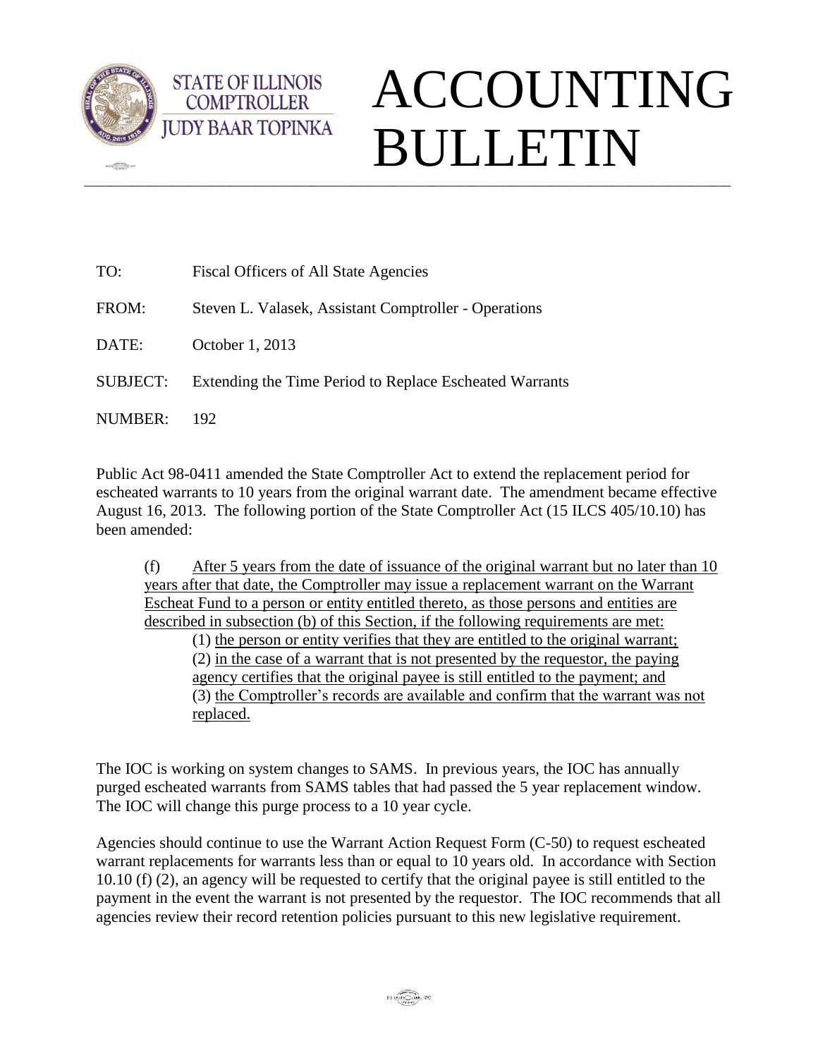STATE OF ILLINOIS
COMPTROLLER
JUDY BAAR TOPINKA

# ACCOUNTING BULLETIN

TO: Fiscal Officers of All State Agencies

FROM: Steven L. Valasek, Assistant Comptroller - Operations

DATE: October 1, 2013

SUBJECT: Extending the Time Period to Replace Escheated Warrants

NUMBER: 192

Public Act 98-0411 amended the State Comptroller Act to extend the replacement period for escheated warrants to 10 years from the original warrant date. The amendment became effective August 16, 2013. The following portion of the State Comptroller Act (15 ILCS 405/10.10) has been amended:

> (f) After 5 years from the date of issuance of the original warrant but no later than 10 years after that date, the Comptroller may issue a replacement warrant on the Warrant Escheat Fund to a person or entity entitled thereto, as those persons and entities are described in subsection (b) of this Section, if the following requirements are met:
>
> (1) the person or entity verifies that they are entitled to the original warrant;
>
> (2) in the case of a warrant that is not presented by the requestor, the paying agency certifies that the original payee is still entitled to the payment; and
>
> (3) the Comptroller's records are available and confirm that the warrant was not replaced.

The IOC is working on system changes to SAMS. In previous years, the IOC has annually purged escheated warrants from SAMS tables that had passed the 5 year replacement window. The IOC will change this purge process to a 10 year cycle.

Agencies should continue to use the Warrant Action Request Form (C-50) to request escheated warrant replacements for warrants less than or equal to 10 years old. In accordance with Section 10.10 (f) (2), an agency will be requested to certify that the original payee is still entitled to the payment in the event the warrant is not presented by the requestor. The IOC recommends that all agencies review their record retention policies pursuant to this new legislative requirement.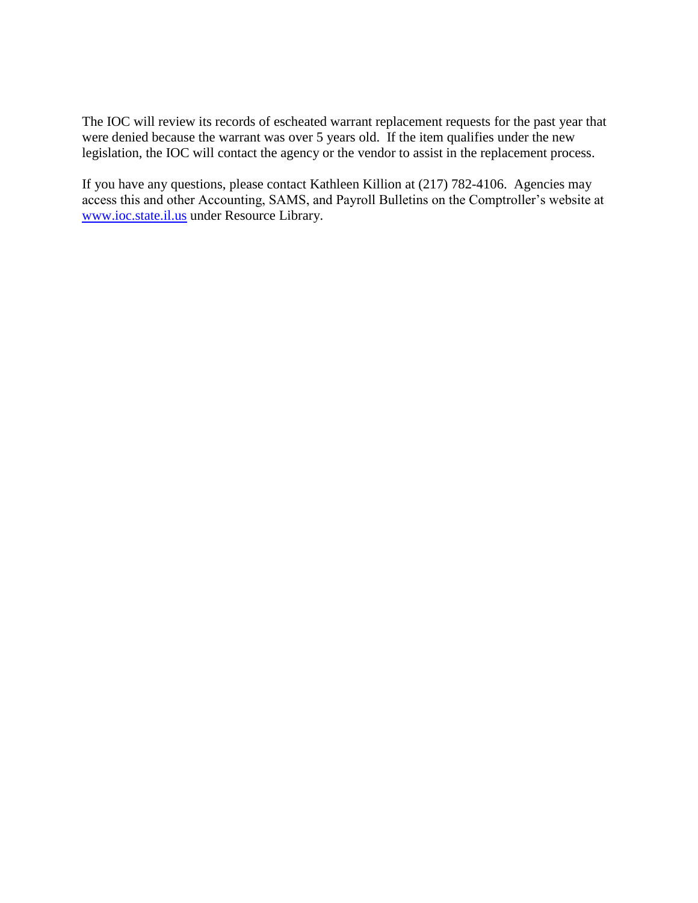The IOC will review its records of escheated warrant replacement requests for the past year that were denied because the warrant was over 5 years old. If the item qualifies under the new legislation, the IOC will contact the agency or the vendor to assist in the replacement process.

If you have any questions, please contact Kathleen Killion at (217) 782-4106. Agencies may access this and other Accounting, SAMS, and Payroll Bulletins on the Comptroller's website at [www.ioc.state.il.us](http://www.ioc.state.il.us) under Resource Library.